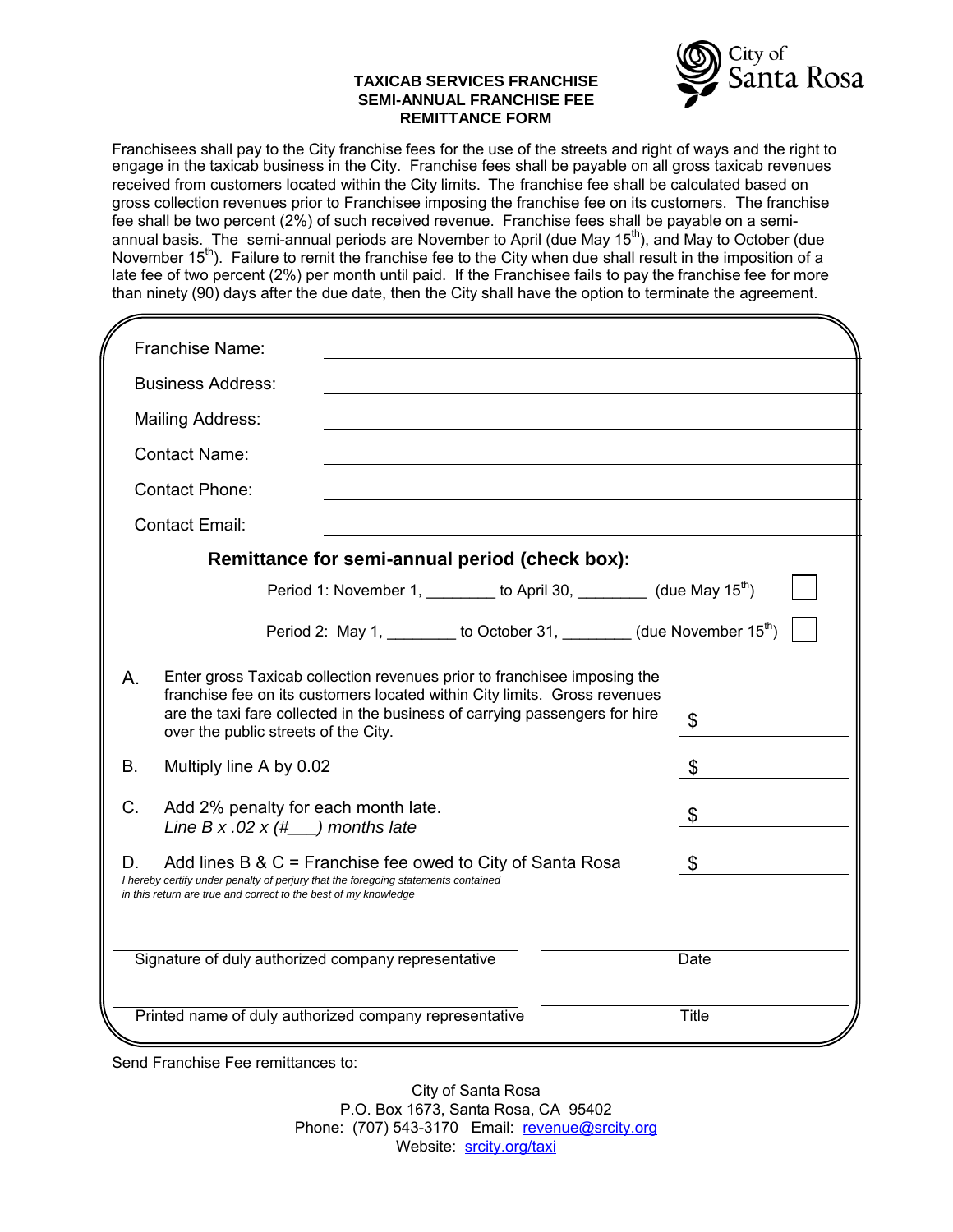City of Santa Rosa

**TAXICAB SERVICES FRANCHISE**
**SEMI-ANNUAL FRANCHISE FEE**
**REMITTANCE FORM**

Franchisees shall pay to the City franchise fees for the use of the streets and right of ways and the right to engage in the taxicab business in the City. Franchise fees shall be payable on all gross taxicab revenues received from customers located within the City limits. The franchise fee shall be calculated based on gross collection revenues prior to Franchisee imposing the franchise fee on its customers. The franchise fee shall be two percent (2%) of such received revenue. Franchise fees shall be payable on a semi-annual basis. The semi-annual periods are November to April (due May 15th), and May to October (due November 15th). Failure to remit the franchise fee to the City when due shall result in the imposition of a late fee of two percent (2%) per month until paid. If the Franchisee fails to pay the franchise fee for more than ninety (90) days after the due date, then the City shall have the option to terminate the agreement.

Franchise Name: ______________________________

Business Address: ______________________________

Mailing Address: ______________________________

Contact Name: ______________________________

Contact Phone: ______________________________

Contact Email: ______________________________

**Remittance for semi-annual period (check box):**

Period 1: November 1, ________ to April 30, ________ (due May 15th) ☐

Period 2: May 1, ________ to October 31, ________ (due November 15th) ☐

| | | |
|---|---|---|
| A. | Enter gross Taxicab collection revenues prior to franchisee imposing the franchise fee on its customers located within City limits. Gross revenues are the taxi fare collected in the business of carrying passengers for hire over the public streets of the City. | $ ________ |
| B. | Multiply line A by 0.02 | $ ________ |
| C. | Add 2% penalty for each month late. *Line B x .02 x (#___) months late* | $ ________ |
| D. | Add lines B & C = Franchise fee owed to City of Santa Rosa | $ ________ |

*I hereby certify under penalty of perjury that the foregoing statements contained in this return are true and correct to the best of my knowledge*

______________________________ ______________________________
Signature of duly authorized company representative — Date

______________________________ ______________________________
Printed name of duly authorized company representative — Title

Send Franchise Fee remittances to:

City of Santa Rosa
P.O. Box 1673, Santa Rosa, CA 95402
Phone: (707) 543-3170 Email: revenue@srcity.org
Website: srcity.org/taxi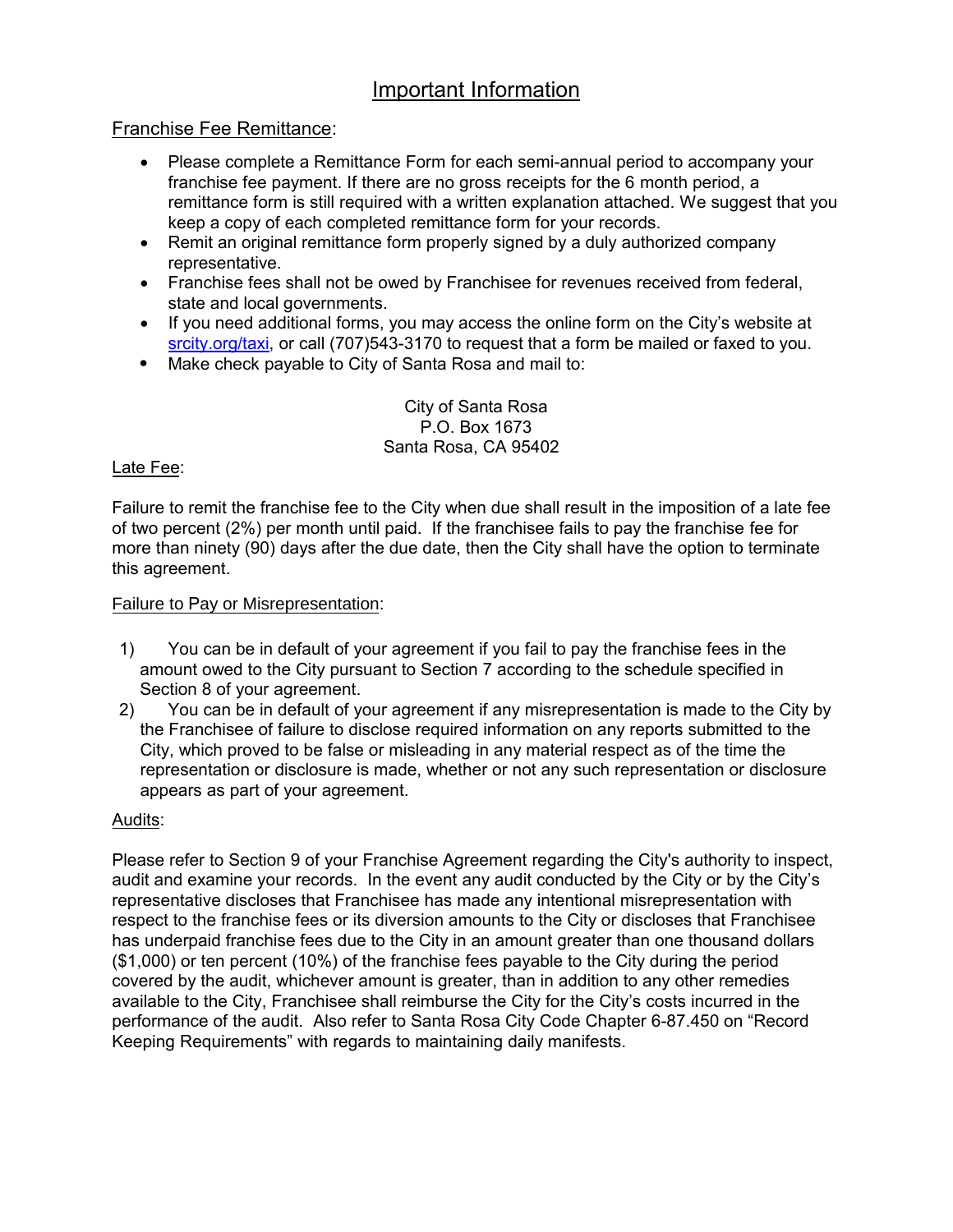# Important Information

## Franchise Fee Remittance:

- Please complete a Remittance Form for each semi-annual period to accompany your franchise fee payment. If there are no gross receipts for the 6 month period, a remittance form is still required with a written explanation attached. We suggest that you keep a copy of each completed remittance form for your records.
- Remit an original remittance form properly signed by a duly authorized company representative.
- Franchise fees shall not be owed by Franchisee for revenues received from federal, state and local governments.
- If you need additional forms, you may access the online form on the City's website at srcity.org/taxi, or call (707)543-3170 to request that a form be mailed or faxed to you.
- Make check payable to City of Santa Rosa and mail to:

City of Santa Rosa
P.O. Box 1673
Santa Rosa, CA 95402

## Late Fee:

Failure to remit the franchise fee to the City when due shall result in the imposition of a late fee of two percent (2%) per month until paid. If the franchisee fails to pay the franchise fee for more than ninety (90) days after the due date, then the City shall have the option to terminate this agreement.

## Failure to Pay or Misrepresentation:

1) You can be in default of your agreement if you fail to pay the franchise fees in the amount owed to the City pursuant to Section 7 according to the schedule specified in Section 8 of your agreement.
2) You can be in default of your agreement if any misrepresentation is made to the City by the Franchisee of failure to disclose required information on any reports submitted to the City, which proved to be false or misleading in any material respect as of the time the representation or disclosure is made, whether or not any such representation or disclosure appears as part of your agreement.

## Audits:

Please refer to Section 9 of your Franchise Agreement regarding the City's authority to inspect, audit and examine your records. In the event any audit conducted by the City or by the City's representative discloses that Franchisee has made any intentional misrepresentation with respect to the franchise fees or its diversion amounts to the City or discloses that Franchisee has underpaid franchise fees due to the City in an amount greater than one thousand dollars ($1,000) or ten percent (10%) of the franchise fees payable to the City during the period covered by the audit, whichever amount is greater, than in addition to any other remedies available to the City, Franchisee shall reimburse the City for the City's costs incurred in the performance of the audit. Also refer to Santa Rosa City Code Chapter 6-87.450 on "Record Keeping Requirements" with regards to maintaining daily manifests.